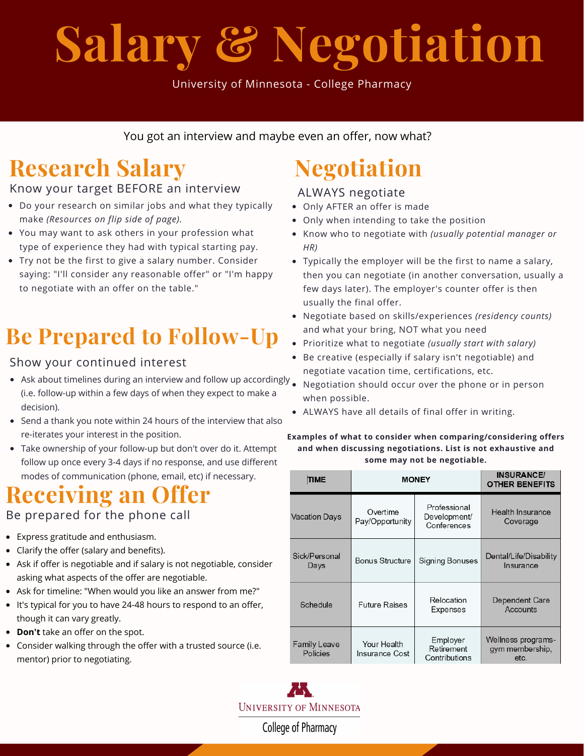# Salary & Negotiation

University of Minnesota - College Pharmacy

You got an interview and maybe even an offer, now what?

## Research Salary

Know your target BEFORE an interview

- Do your research on similar jobs and what they typically make *(Resources on flip side of page).*
- You may want to ask others in your profession what type of experience they had with typical starting pay.
- Try not be the first to give a salary number. Consider saying: "I'll consider any reasonable offer" or "I'm happy to negotiate with an offer on the table."

## Be Prepared to Follow-Up

Show your continued interest

- Ask about timelines during an interview and follow up accordingly (i.e. follow-up within a few days of when they expect to make a decision).
- Send a thank you note within 24 hours of the interview that also re-iterates your interest in the position.
- Take ownership of your follow-up but don't over do it. Attempt follow up once every 3-4 days if no response, and use different modes of communication (phone, email, etc) if necessary.

## Receiving an Offer

Be prepared for the phone call

- Express gratitude and enthusiasm.
- Clarify the offer (salary and benefits).
- Ask if offer is negotiable and if salary is not negotiable, consider asking what aspects of the offer are negotiable.
- Ask for timeline: "When would you like an answer from me?"
- It's typical for you to have 24-48 hours to respond to an offer, though it can vary greatly.
- **Don't** take an offer on the spot.
- Consider walking through the offer with a trusted source (i.e. mentor) prior to negotiating.

## Negotiation

ALWAYS negotiate

- Only AFTER an offer is made
- Only when intending to take the position
- Know who to negotiate with *(usually potential manager or HR)*
- Typically the employer will be the first to name a salary, then you can negotiate (in another conversation, usually a few days later). The employer's counter offer is then usually the final offer.
- Negotiate based on skills/experiences *(residency counts)* and what your bring, NOT what you need
- Prioritize what to negotiate *(usually start with salary)*
- Be creative (especially if salary isn't negotiable) and negotiate vacation time, certifications, etc.
- Negotiation should occur over the phone or in person when possible.
- ALWAYS have all details of final offer in writing.

**Examples of what to consider when comparing/considering offers and when discussing negotiations. List is not exhaustive and some may not be negotiable.**

| TIME | MONEY | | INSURANCE/ OTHER BENEFITS |
|---|---|---|---|
| Vacation Days | Overtime Pay/Opportunity | Professional Development/ Conferences | Health Insurance Coverage |
| Sick/Personal Days | Bonus Structure | Signing Bonuses | Dental/Life/Disability Insurance |
| Schedule | Future Raises | Relocation Expenses | Dependent Care Accounts |
| Family Leave Policies | Your Health Insurance Cost | Employer Retirement Contributions | Wellness programs- gym membership, etc. |

University of Minnesota
College of Pharmacy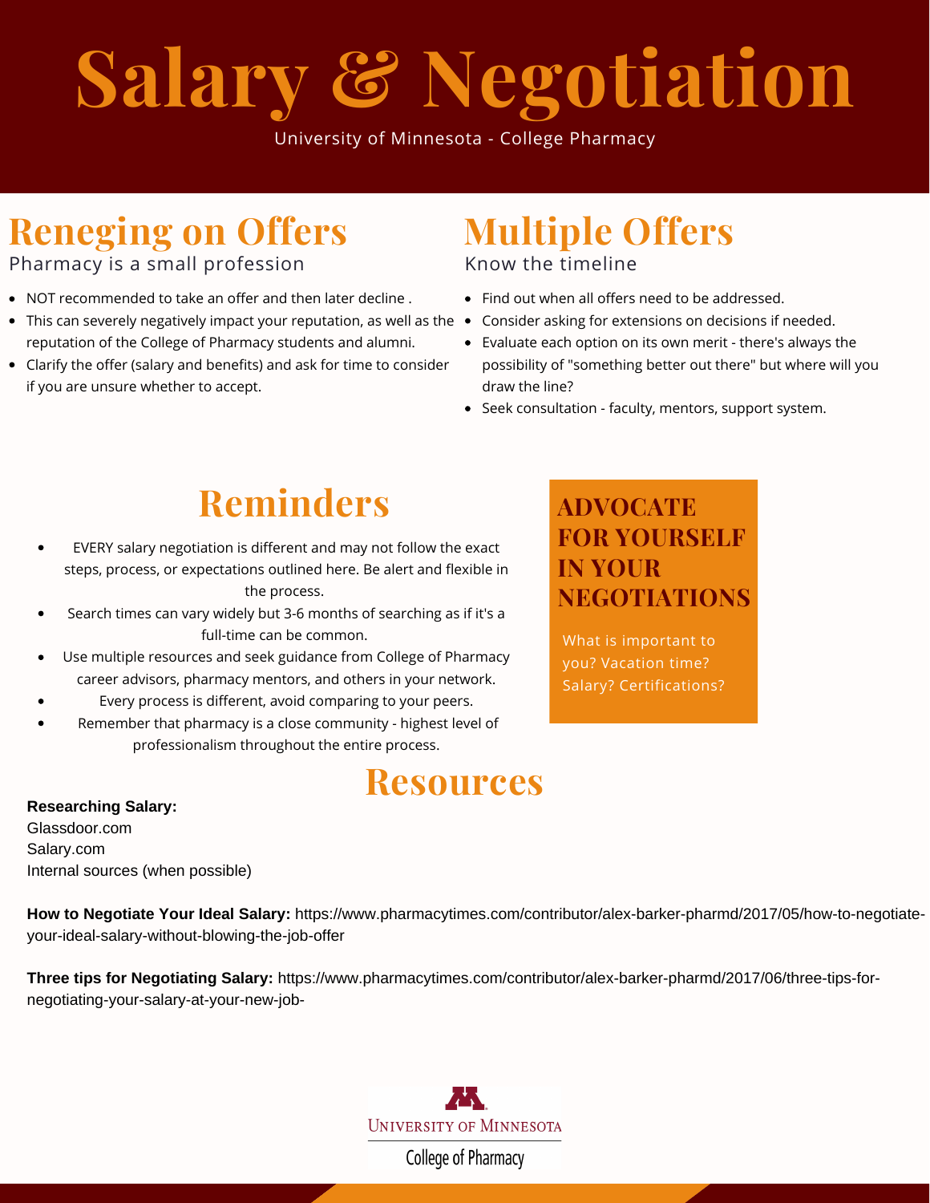# Salary & Negotiation

University of Minnesota - College Pharmacy

## Reneging on Offers

Pharmacy is a small profession

- NOT recommended to take an offer and then later decline .
- This can severely negatively impact your reputation, as well as the reputation of the College of Pharmacy students and alumni.
- Clarify the offer (salary and benefits) and ask for time to consider if you are unsure whether to accept.

## Multiple Offers

Know the timeline

- Find out when all offers need to be addressed.
- Consider asking for extensions on decisions if needed.
- Evaluate each option on its own merit - there's always the possibility of "something better out there" but where will you draw the line?
- Seek consultation - faculty, mentors, support system.

## Reminders

- EVERY salary negotiation is different and may not follow the exact steps, process, or expectations outlined here. Be alert and flexible in the process.
- Search times can vary widely but 3-6 months of searching as if it's a full-time can be common.
- Use multiple resources and seek guidance from College of Pharmacy career advisors, pharmacy mentors, and others in your network.
- Every process is different, avoid comparing to your peers.
- Remember that pharmacy is a close community - highest level of professionalism throughout the entire process.

### ADVOCATE FOR YOURSELF IN YOUR NEGOTIATIONS

What is important to you? Vacation time? Salary? Certifications?

## Resources

**Researching Salary:**
Glassdoor.com
Salary.com
Internal sources (when possible)

**How to Negotiate Your Ideal Salary:** https://www.pharmacytimes.com/contributor/alex-barker-pharmd/2017/05/how-to-negotiate-your-ideal-salary-without-blowing-the-job-offer

**Three tips for Negotiating Salary:** https://www.pharmacytimes.com/contributor/alex-barker-pharmd/2017/06/three-tips-for-negotiating-your-salary-at-your-new-job-

University of Minnesota
College of Pharmacy